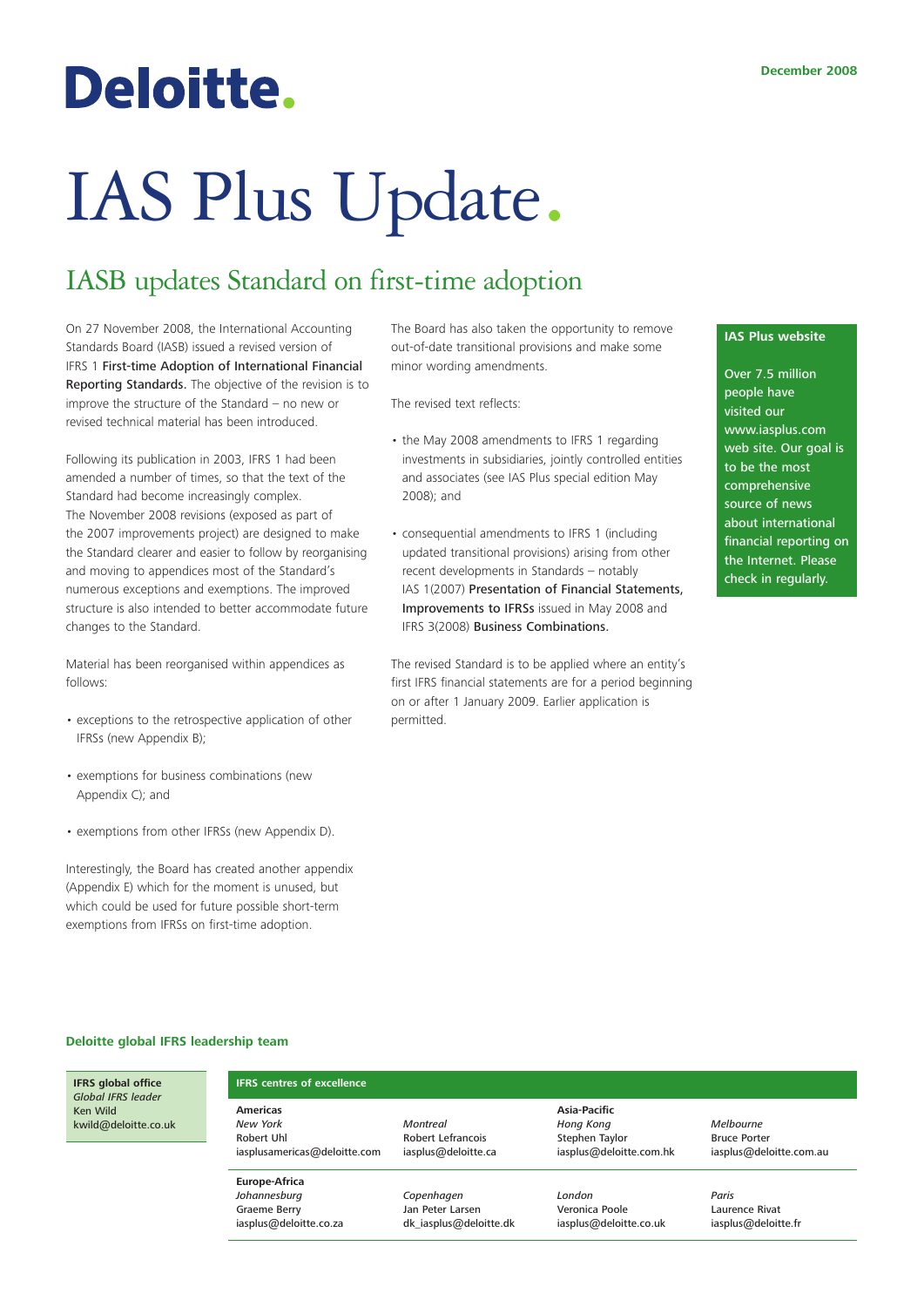# Deloitte.

December 2008

# IAS Plus Update.

## IASB updates Standard on first-time adoption

On 27 November 2008, the International Accounting Standards Board (IASB) issued a revised version of IFRS 1 **First-time Adoption of International Financial Reporting Standards.** The objective of the revision is to improve the structure of the Standard – no new or revised technical material has been introduced.

Following its publication in 2003, IFRS 1 had been amended a number of times, so that the text of the Standard had become increasingly complex. The November 2008 revisions (exposed as part of the 2007 improvements project) are designed to make the Standard clearer and easier to follow by reorganising and moving to appendices most of the Standard's numerous exceptions and exemptions. The improved structure is also intended to better accommodate future changes to the Standard.

Material has been reorganised within appendices as follows:

- exceptions to the retrospective application of other IFRSs (new Appendix B);
- exemptions for business combinations (new Appendix C); and
- exemptions from other IFRSs (new Appendix D).

Interestingly, the Board has created another appendix (Appendix E) which for the moment is unused, but which could be used for future possible short-term exemptions from IFRSs on first-time adoption.

The Board has also taken the opportunity to remove out-of-date transitional provisions and make some minor wording amendments.

The revised text reflects:

- the May 2008 amendments to IFRS 1 regarding investments in subsidiaries, jointly controlled entities and associates (see IAS Plus special edition May 2008); and
- consequential amendments to IFRS 1 (including updated transitional provisions) arising from other recent developments in Standards – notably IAS 1(2007) **Presentation of Financial Statements, Improvements to IFRSs** issued in May 2008 and IFRS 3(2008) **Business Combinations.**

The revised Standard is to be applied where an entity's first IFRS financial statements are for a period beginning on or after 1 January 2009. Earlier application is permitted.

**IAS Plus website**

Over 7.5 million people have visited our www.iasplus.com web site. Our goal is to be the most comprehensive source of news about international financial reporting on the Internet. Please check in regularly.

**Deloitte global IFRS leadership team**

**IFRS global office**
*Global IFRS leader*
Ken Wild
kwild@deloitte.co.uk

**IFRS centres of excellence**

| | | | |
|---|---|---|---|
| **Americas** | | **Asia-Pacific** | |
| *New York* | *Montreal* | *Hong Kong* | *Melbourne* |
| Robert Uhl | Robert Lefrancois | Stephen Taylor | Bruce Porter |
| iasplusamericas@deloitte.com | iasplus@deloitte.ca | iasplus@deloitte.com.hk | iasplus@deloitte.com.au |
| **Europe-Africa** | | | |
| *Johannesburg* | *Copenhagen* | *London* | *Paris* |
| Graeme Berry | Jan Peter Larsen | Veronica Poole | Laurence Rivat |
| iasplus@deloitte.co.za | dk_iasplus@deloitte.dk | iasplus@deloitte.co.uk | iasplus@deloitte.fr |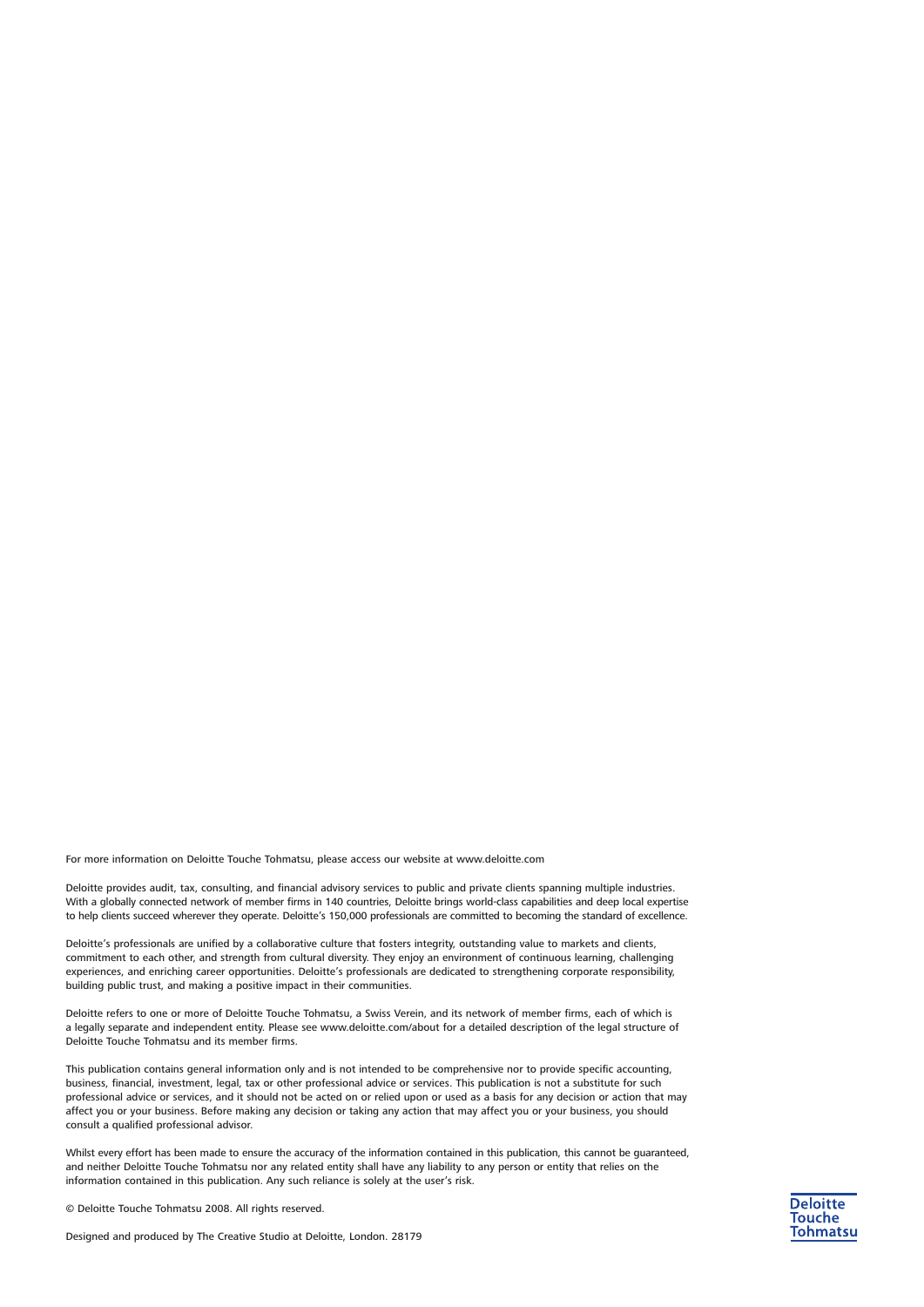For more information on Deloitte Touche Tohmatsu, please access our website at www.deloitte.com

Deloitte provides audit, tax, consulting, and financial advisory services to public and private clients spanning multiple industries. With a globally connected network of member firms in 140 countries, Deloitte brings world-class capabilities and deep local expertise to help clients succeed wherever they operate. Deloitte's 150,000 professionals are committed to becoming the standard of excellence.

Deloitte's professionals are unified by a collaborative culture that fosters integrity, outstanding value to markets and clients, commitment to each other, and strength from cultural diversity. They enjoy an environment of continuous learning, challenging experiences, and enriching career opportunities. Deloitte's professionals are dedicated to strengthening corporate responsibility, building public trust, and making a positive impact in their communities.

Deloitte refers to one or more of Deloitte Touche Tohmatsu, a Swiss Verein, and its network of member firms, each of which is a legally separate and independent entity. Please see www.deloitte.com/about for a detailed description of the legal structure of Deloitte Touche Tohmatsu and its member firms.

This publication contains general information only and is not intended to be comprehensive nor to provide specific accounting, business, financial, investment, legal, tax or other professional advice or services. This publication is not a substitute for such professional advice or services, and it should not be acted on or relied upon or used as a basis for any decision or action that may affect you or your business. Before making any decision or taking any action that may affect you or your business, you should consult a qualified professional advisor.

Whilst every effort has been made to ensure the accuracy of the information contained in this publication, this cannot be guaranteed, and neither Deloitte Touche Tohmatsu nor any related entity shall have any liability to any person or entity that relies on the information contained in this publication. Any such reliance is solely at the user's risk.

© Deloitte Touche Tohmatsu 2008. All rights reserved.

Designed and produced by The Creative Studio at Deloitte, London. 28179

Deloitte
Touche
Tohmatsu